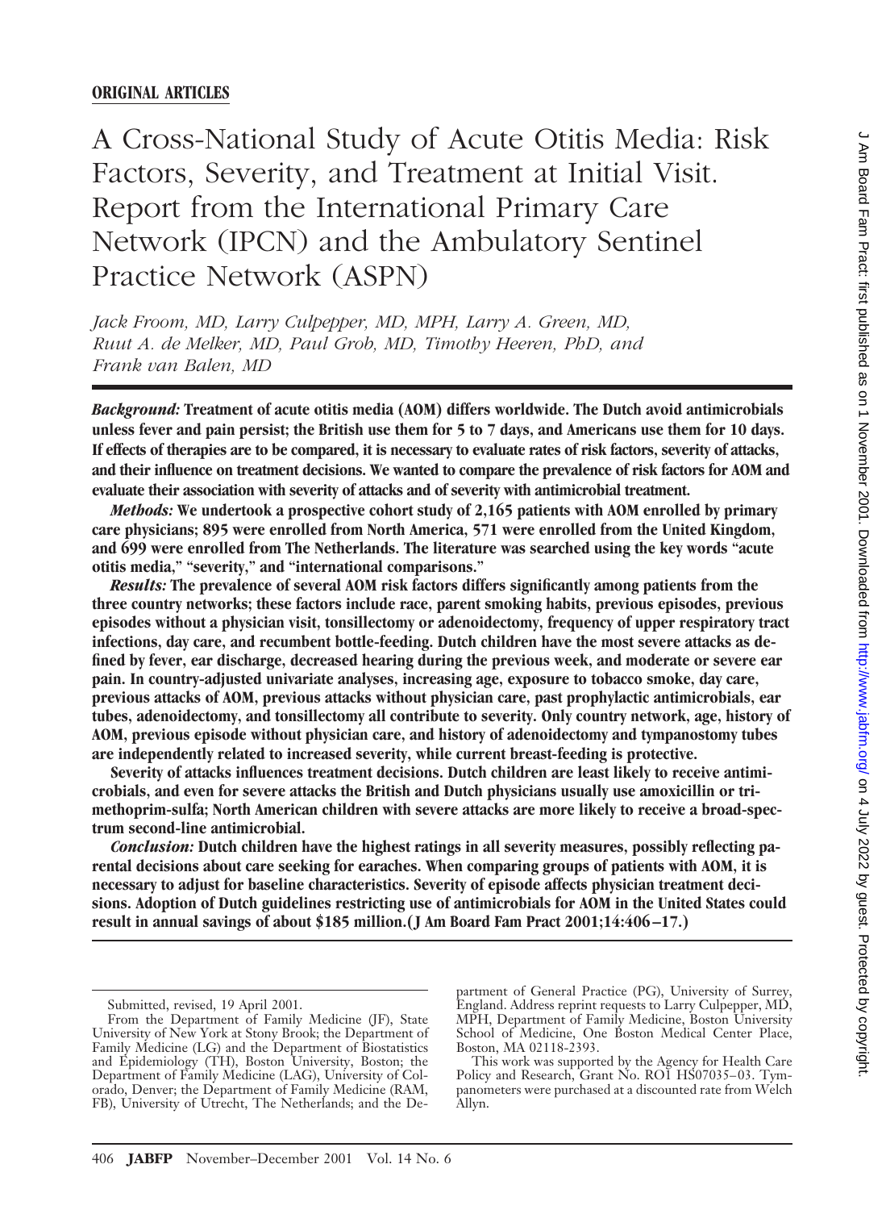**ORIGINAL ARTICLES**

# A Cross-National Study of Acute Otitis Media: Risk Factors, Severity, and Treatment at Initial Visit. Report from the International Primary Care Network (IPCN) and the Ambulatory Sentinel Practice Network (ASPN)

*Jack Froom, MD, Larry Culpepper, MD, MPH, Larry A. Green, MD, Ruut A. de Melker, MD, Paul Grob, MD, Timothy Heeren, PhD, and Frank van Balen, MD*

***Background:*** **Treatment of acute otitis media (AOM) differs worldwide. The Dutch avoid antimicrobials unless fever and pain persist; the British use them for 5 to 7 days, and Americans use them for 10 days. If effects of therapies are to be compared, it is necessary to evaluate rates of risk factors, severity of attacks, and their influence on treatment decisions. We wanted to compare the prevalence of risk factors for AOM and evaluate their association with severity of attacks and of severity with antimicrobial treatment.**

***Methods:*** **We undertook a prospective cohort study of 2,165 patients with AOM enrolled by primary care physicians; 895 were enrolled from North America, 571 were enrolled from the United Kingdom, and 699 were enrolled from The Netherlands. The literature was searched using the key words "acute otitis media," "severity," and "international comparisons."**

***Results:*** **The prevalence of several AOM risk factors differs significantly among patients from the three country networks; these factors include race, parent smoking habits, previous episodes, previous episodes without a physician visit, tonsillectomy or adenoidectomy, frequency of upper respiratory tract infections, day care, and recumbent bottle-feeding. Dutch children have the most severe attacks as defined by fever, ear discharge, decreased hearing during the previous week, and moderate or severe ear pain. In country-adjusted univariate analyses, increasing age, exposure to tobacco smoke, day care, previous attacks of AOM, previous attacks without physician care, past prophylactic antimicrobials, ear tubes, adenoidectomy, and tonsillectomy all contribute to severity. Only country network, age, history of AOM, previous episode without physician care, and history of adenoidectomy and tympanostomy tubes are independently related to increased severity, while current breast-feeding is protective.**

**Severity of attacks influences treatment decisions. Dutch children are least likely to receive antimicrobials, and even for severe attacks the British and Dutch physicians usually use amoxicillin or trimethoprim-sulfa; North American children with severe attacks are more likely to receive a broad-spectrum second-line antimicrobial.**

***Conclusion:*** **Dutch children have the highest ratings in all severity measures, possibly reflecting parental decisions about care seeking for earaches. When comparing groups of patients with AOM, it is necessary to adjust for baseline characteristics. Severity of episode affects physician treatment decisions. Adoption of Dutch guidelines restricting use of antimicrobials for AOM in the United States could result in annual savings of about $185 million. (J Am Board Fam Pract 2001;14:406–17.)**

---

Submitted, revised, 19 April 2001.

From the Department of Family Medicine (JF), State University of New York at Stony Brook; the Department of Family Medicine (LG) and the Department of Biostatistics and Epidemiology (TH), Boston University, Boston; the Department of Family Medicine (LAG), University of Colorado, Denver; the Department of Family Medicine (RAM, FB), University of Utrecht, The Netherlands; and the Department of General Practice (PG), University of Surrey, England. Address reprint requests to Larry Culpepper, MD, MPH, Department of Family Medicine, Boston University School of Medicine, One Boston Medical Center Place, Boston, MA 02118-2393.

This work was supported by the Agency for Health Care Policy and Research, Grant No. RO1 HS07035–03. Tympanometers were purchased at a discounted rate from Welch Allyn.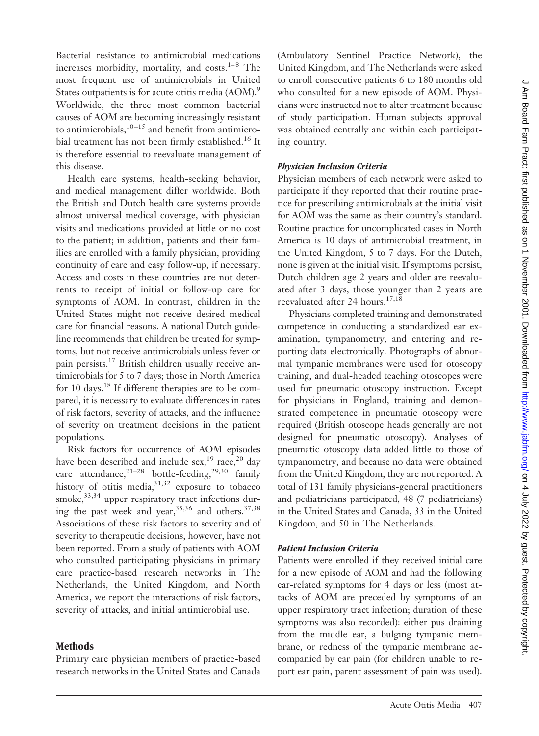Bacterial resistance to antimicrobial medications increases morbidity, mortality, and costs.[1–8] The most frequent use of antimicrobials in United States outpatients is for acute otitis media (AOM).[9] Worldwide, the three most common bacterial causes of AOM are becoming increasingly resistant to antimicrobials,[10–15] and benefit from antimicrobial treatment has not been firmly established.[16] It is therefore essential to reevaluate management of this disease.

Health care systems, health-seeking behavior, and medical management differ worldwide. Both the British and Dutch health care systems provide almost universal medical coverage, with physician visits and medications provided at little or no cost to the patient; in addition, patients and their families are enrolled with a family physician, providing continuity of care and easy follow-up, if necessary. Access and costs in these countries are not deterrents to receipt of initial or follow-up care for symptoms of AOM. In contrast, children in the United States might not receive desired medical care for financial reasons. A national Dutch guideline recommends that children be treated for symptoms, but not receive antimicrobials unless fever or pain persists.[17] British children usually receive antimicrobials for 5 to 7 days; those in North America for 10 days.[18] If different therapies are to be compared, it is necessary to evaluate differences in rates of risk factors, severity of attacks, and the influence of severity on treatment decisions in the patient populations.

Risk factors for occurrence of AOM episodes have been described and include sex,[19] race,[20] day care attendance,[21–28] bottle-feeding,[29,30] family history of otitis media,[31,32] exposure to tobacco smoke,[33,34] upper respiratory tract infections during the past week and year,[35,36] and others.[37,38] Associations of these risk factors to severity and of severity to therapeutic decisions, however, have not been reported. From a study of patients with AOM who consulted participating physicians in primary care practice-based research networks in The Netherlands, the United Kingdom, and North America, we report the interactions of risk factors, severity of attacks, and initial antimicrobial use.

## Methods

Primary care physician members of practice-based research networks in the United States and Canada (Ambulatory Sentinel Practice Network), the United Kingdom, and The Netherlands were asked to enroll consecutive patients 6 to 180 months old who consulted for a new episode of AOM. Physicians were instructed not to alter treatment because of study participation. Human subjects approval was obtained centrally and within each participating country.

### *Physician Inclusion Criteria*

Physician members of each network were asked to participate if they reported that their routine practice for prescribing antimicrobials at the initial visit for AOM was the same as their country's standard. Routine practice for uncomplicated cases in North America is 10 days of antimicrobial treatment, in the United Kingdom, 5 to 7 days. For the Dutch, none is given at the initial visit. If symptoms persist, Dutch children age 2 years and older are reevaluated after 3 days, those younger than 2 years are reevaluated after 24 hours.[17,18]

Physicians completed training and demonstrated competence in conducting a standardized ear examination, tympanometry, and entering and reporting data electronically. Photographs of abnormal tympanic membranes were used for otoscopy training, and dual-headed teaching otoscopes were used for pneumatic otoscopy instruction. Except for physicians in England, training and demonstrated competence in pneumatic otoscopy were required (British otoscope heads generally are not designed for pneumatic otoscopy). Analyses of pneumatic otoscopy data added little to those of tympanometry, and because no data were obtained from the United Kingdom, they are not reported. A total of 131 family physicians-general practitioners and pediatricians participated, 48 (7 pediatricians) in the United States and Canada, 33 in the United Kingdom, and 50 in The Netherlands.

### *Patient Inclusion Criteria*

Patients were enrolled if they received initial care for a new episode of AOM and had the following ear-related symptoms for 4 days or less (most attacks of AOM are preceded by symptoms of an upper respiratory tract infection; duration of these symptoms was also recorded): either pus draining from the middle ear, a bulging tympanic membrane, or redness of the tympanic membrane accompanied by ear pain (for children unable to report ear pain, parent assessment of pain was used).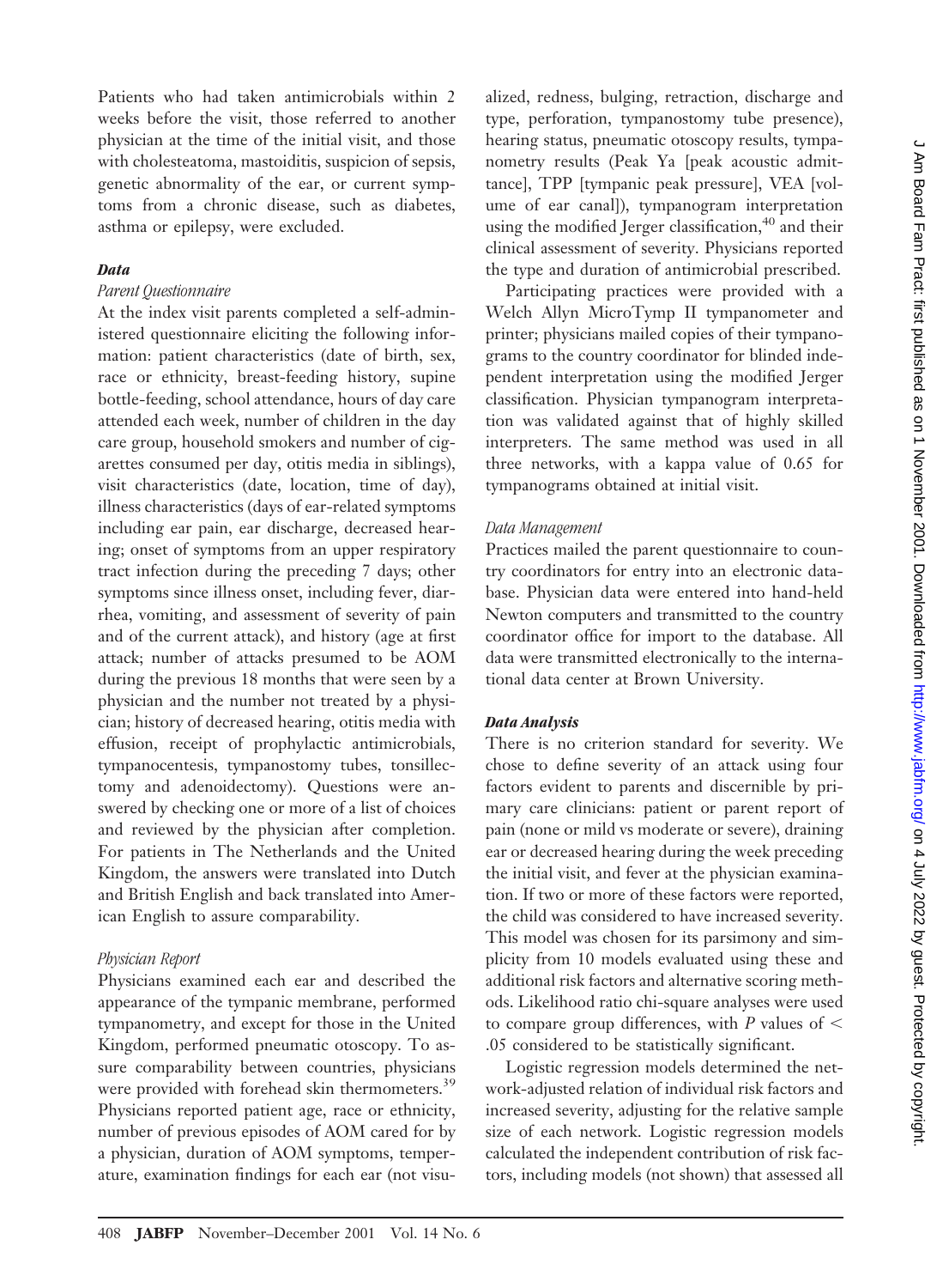Patients who had taken antimicrobials within 2 weeks before the visit, those referred to another physician at the time of the initial visit, and those with cholesteatoma, mastoiditis, suspicion of sepsis, genetic abnormality of the ear, or current symptoms from a chronic disease, such as diabetes, asthma or epilepsy, were excluded.

### *Data*

#### *Parent Questionnaire*

At the index visit parents completed a self-administered questionnaire eliciting the following information: patient characteristics (date of birth, sex, race or ethnicity, breast-feeding history, supine bottle-feeding, school attendance, hours of day care attended each week, number of children in the day care group, household smokers and number of cigarettes consumed per day, otitis media in siblings), visit characteristics (date, location, time of day), illness characteristics (days of ear-related symptoms including ear pain, ear discharge, decreased hearing; onset of symptoms from an upper respiratory tract infection during the preceding 7 days; other symptoms since illness onset, including fever, diarrhea, vomiting, and assessment of severity of pain and of the current attack), and history (age at first attack; number of attacks presumed to be AOM during the previous 18 months that were seen by a physician and the number not treated by a physician; history of decreased hearing, otitis media with effusion, receipt of prophylactic antimicrobials, tympanocentesis, tympanostomy tubes, tonsillectomy and adenoidectomy). Questions were answered by checking one or more of a list of choices and reviewed by the physician after completion. For patients in The Netherlands and the United Kingdom, the answers were translated into Dutch and British English and back translated into American English to assure comparability.

#### *Physician Report*

Physicians examined each ear and described the appearance of the tympanic membrane, performed tympanometry, and except for those in the United Kingdom, performed pneumatic otoscopy. To assure comparability between countries, physicians were provided with forehead skin thermometers.[39] Physicians reported patient age, race or ethnicity, number of previous episodes of AOM cared for by a physician, duration of AOM symptoms, temperature, examination findings for each ear (not visualized, redness, bulging, retraction, discharge and type, perforation, tympanostomy tube presence), hearing status, pneumatic otoscopy results, tympanometry results (Peak Ya [peak acoustic admittance], TPP [tympanic peak pressure], VEA [volume of ear canal]), tympanogram interpretation using the modified Jerger classification,[40] and their clinical assessment of severity. Physicians reported the type and duration of antimicrobial prescribed.

Participating practices were provided with a Welch Allyn MicroTymp II tympanometer and printer; physicians mailed copies of their tympanograms to the country coordinator for blinded independent interpretation using the modified Jerger classification. Physician tympanogram interpretation was validated against that of highly skilled interpreters. The same method was used in all three networks, with a kappa value of 0.65 for tympanograms obtained at initial visit.

#### *Data Management*

Practices mailed the parent questionnaire to country coordinators for entry into an electronic database. Physician data were entered into hand-held Newton computers and transmitted to the country coordinator office for import to the database. All data were transmitted electronically to the international data center at Brown University.

### *Data Analysis*

There is no criterion standard for severity. We chose to define severity of an attack using four factors evident to parents and discernible by primary care clinicians: patient or parent report of pain (none or mild vs moderate or severe), draining ear or decreased hearing during the week preceding the initial visit, and fever at the physician examination. If two or more of these factors were reported, the child was considered to have increased severity. This model was chosen for its parsimony and simplicity from 10 models evaluated using these and additional risk factors and alternative scoring methods. Likelihood ratio chi-square analyses were used to compare group differences, with $P$ values of $<$ .05 considered to be statistically significant.

Logistic regression models determined the network-adjusted relation of individual risk factors and increased severity, adjusting for the relative sample size of each network. Logistic regression models calculated the independent contribution of risk factors, including models (not shown) that assessed all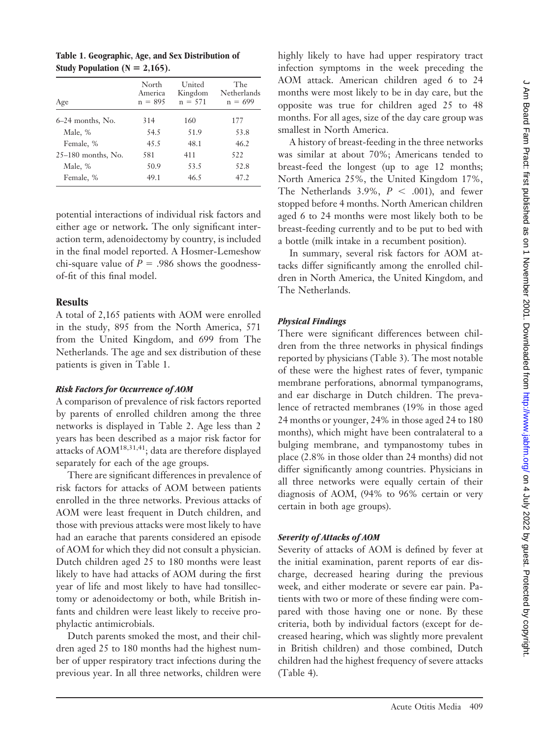**Table 1. Geographic, Age, and Sex Distribution of Study Population (N = 2,165).**

| Age | North America n = 895 | United Kingdom n = 571 | The Netherlands n = 699 |
|---|---|---|---|
| 6–24 months, No. | 314 | 160 | 177 |
| Male, % | 54.5 | 51.9 | 53.8 |
| Female, % | 45.5 | 48.1 | 46.2 |
| 25–180 months, No. | 581 | 411 | 522 |
| Male, % | 50.9 | 53.5 | 52.8 |
| Female, % | 49.1 | 46.5 | 47.2 |

potential interactions of individual risk factors and either age or network**.** The only significant interaction term, adenoidectomy by country, is included in the final model reported. A Hosmer-Lemeshow chi-square value of $P = .986$ shows the goodness-of-fit of this final model.

## Results

A total of 2,165 patients with AOM were enrolled in the study, 895 from the North America, 571 from the United Kingdom, and 699 from The Netherlands. The age and sex distribution of these patients is given in Table 1.

### *Risk Factors for Occurrence of AOM*

A comparison of prevalence of risk factors reported by parents of enrolled children among the three networks is displayed in Table 2. Age less than 2 years has been described as a major risk factor for attacks of AOM[18,31,41]; data are therefore displayed separately for each of the age groups.

There are significant differences in prevalence of risk factors for attacks of AOM between patients enrolled in the three networks. Previous attacks of AOM were least frequent in Dutch children, and those with previous attacks were most likely to have had an earache that parents considered an episode of AOM for which they did not consult a physician. Dutch children aged 25 to 180 months were least likely to have had attacks of AOM during the first year of life and most likely to have had tonsillectomy or adenoidectomy or both, while British infants and children were least likely to receive prophylactic antimicrobials.

Dutch parents smoked the most, and their children aged 25 to 180 months had the highest number of upper respiratory tract infections during the previous year. In all three networks, children were highly likely to have had upper respiratory tract infection symptoms in the week preceding the AOM attack. American children aged 6 to 24 months were most likely to be in day care, but the opposite was true for children aged 25 to 48 months. For all ages, size of the day care group was smallest in North America.

A history of breast-feeding in the three networks was similar at about 70%; Americans tended to breast-feed the longest (up to age 12 months; North America 25%, the United Kingdom 17%, The Netherlands 3.9%, $P < .001$), and fewer stopped before 4 months. North American children aged 6 to 24 months were most likely both to be breast-feeding currently and to be put to bed with a bottle (milk intake in a recumbent position).

In summary, several risk factors for AOM attacks differ significantly among the enrolled children in North America, the United Kingdom, and The Netherlands.

### *Physical Findings*

There were significant differences between children from the three networks in physical findings reported by physicians (Table 3). The most notable of these were the highest rates of fever, tympanic membrane perforations, abnormal tympanograms, and ear discharge in Dutch children. The prevalence of retracted membranes (19% in those aged 24 months or younger, 24% in those aged 24 to 180 months), which might have been contralateral to a bulging membrane, and tympanostomy tubes in place (2.8% in those older than 24 months) did not differ significantly among countries. Physicians in all three networks were equally certain of their diagnosis of AOM, (94% to 96% certain or very certain in both age groups).

### *Severity of Attacks of AOM*

Severity of attacks of AOM is defined by fever at the initial examination, parent reports of ear discharge, decreased hearing during the previous week, and either moderate or severe ear pain. Patients with two or more of these finding were compared with those having one or none. By these criteria, both by individual factors (except for decreased hearing, which was slightly more prevalent in British children) and those combined, Dutch children had the highest frequency of severe attacks (Table 4).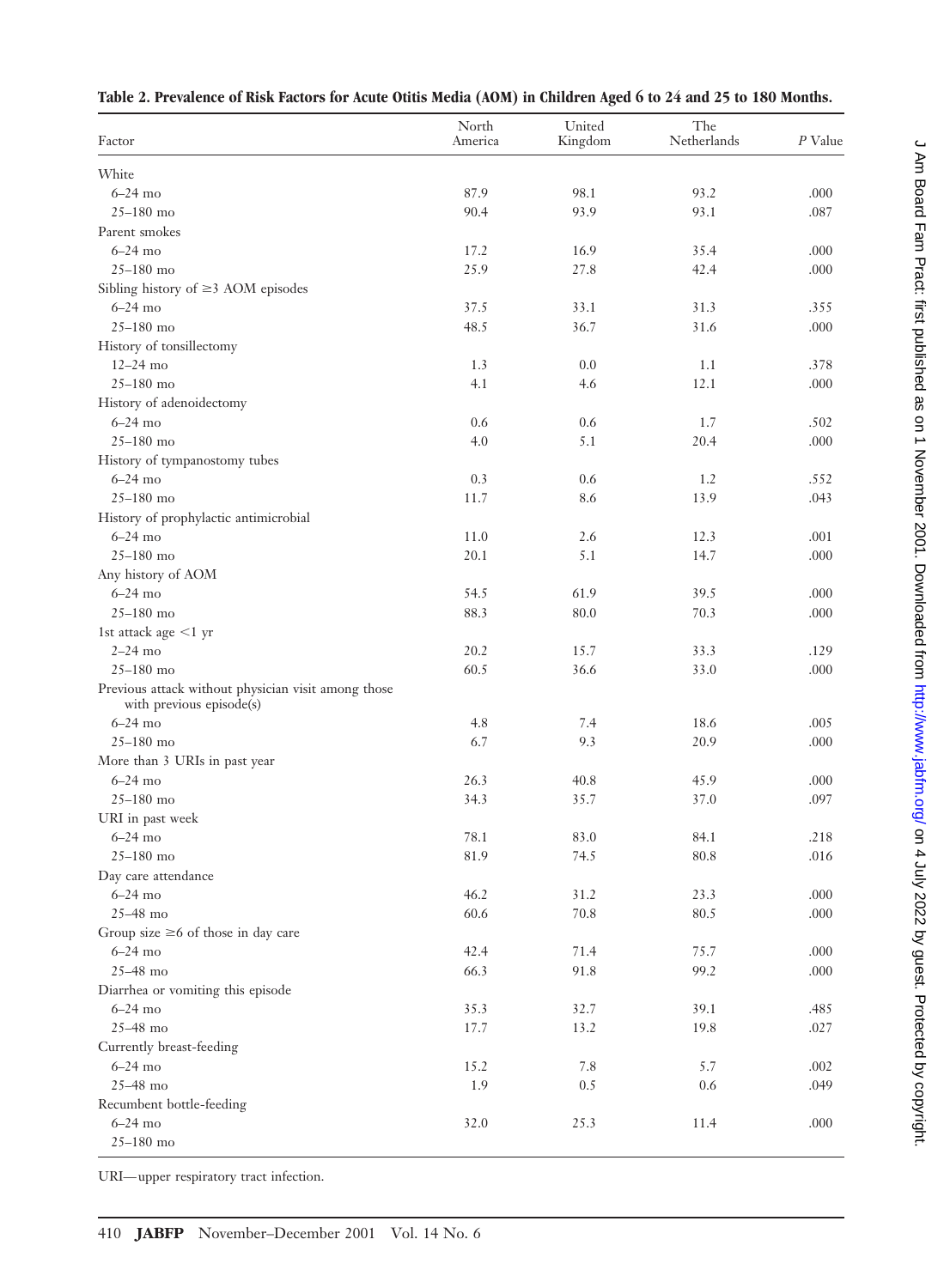**Table 2. Prevalence of Risk Factors for Acute Otitis Media (AOM) in Children Aged 6 to 24 and 25 to 180 Months.**

| Factor | North America | United Kingdom | The Netherlands | *P* Value |
|---|---|---|---|---|
| White | | | | |
| 6–24 mo | 87.9 | 98.1 | 93.2 | .000 |
| 25–180 mo | 90.4 | 93.9 | 93.1 | .087 |
| Parent smokes | | | | |
| 6–24 mo | 17.2 | 16.9 | 35.4 | .000 |
| 25–180 mo | 25.9 | 27.8 | 42.4 | .000 |
| Sibling history of ≥3 AOM episodes | | | | |
| 6–24 mo | 37.5 | 33.1 | 31.3 | .355 |
| 25–180 mo | 48.5 | 36.7 | 31.6 | .000 |
| History of tonsillectomy | | | | |
| 12–24 mo | 1.3 | 0.0 | 1.1 | .378 |
| 25–180 mo | 4.1 | 4.6 | 12.1 | .000 |
| History of adenoidectomy | | | | |
| 6–24 mo | 0.6 | 0.6 | 1.7 | .502 |
| 25–180 mo | 4.0 | 5.1 | 20.4 | .000 |
| History of tympanostomy tubes | | | | |
| 6–24 mo | 0.3 | 0.6 | 1.2 | .552 |
| 25–180 mo | 11.7 | 8.6 | 13.9 | .043 |
| History of prophylactic antimicrobial | | | | |
| 6–24 mo | 11.0 | 2.6 | 12.3 | .001 |
| 25–180 mo | 20.1 | 5.1 | 14.7 | .000 |
| Any history of AOM | | | | |
| 6–24 mo | 54.5 | 61.9 | 39.5 | .000 |
| 25–180 mo | 88.3 | 80.0 | 70.3 | .000 |
| 1st attack age <1 yr | | | | |
| 2–24 mo | 20.2 | 15.7 | 33.3 | .129 |
| 25–180 mo | 60.5 | 36.6 | 33.0 | .000 |
| Previous attack without physician visit among those with previous episode(s) | | | | |
| 6–24 mo | 4.8 | 7.4 | 18.6 | .005 |
| 25–180 mo | 6.7 | 9.3 | 20.9 | .000 |
| More than 3 URIs in past year | | | | |
| 6–24 mo | 26.3 | 40.8 | 45.9 | .000 |
| 25–180 mo | 34.3 | 35.7 | 37.0 | .097 |
| URI in past week | | | | |
| 6–24 mo | 78.1 | 83.0 | 84.1 | .218 |
| 25–180 mo | 81.9 | 74.5 | 80.8 | .016 |
| Day care attendance | | | | |
| 6–24 mo | 46.2 | 31.2 | 23.3 | .000 |
| 25–48 mo | 60.6 | 70.8 | 80.5 | .000 |
| Group size ≥6 of those in day care | | | | |
| 6–24 mo | 42.4 | 71.4 | 75.7 | .000 |
| 25–48 mo | 66.3 | 91.8 | 99.2 | .000 |
| Diarrhea or vomiting this episode | | | | |
| 6–24 mo | 35.3 | 32.7 | 39.1 | .485 |
| 25–48 mo | 17.7 | 13.2 | 19.8 | .027 |
| Currently breast-feeding | | | | |
| 6–24 mo | 15.2 | 7.8 | 5.7 | .002 |
| 25–48 mo | 1.9 | 0.5 | 0.6 | .049 |
| Recumbent bottle-feeding | | | | |
| 6–24 mo | 32.0 | 25.3 | 11.4 | .000 |
| 25–180 mo | | | | |

URI—upper respiratory tract infection.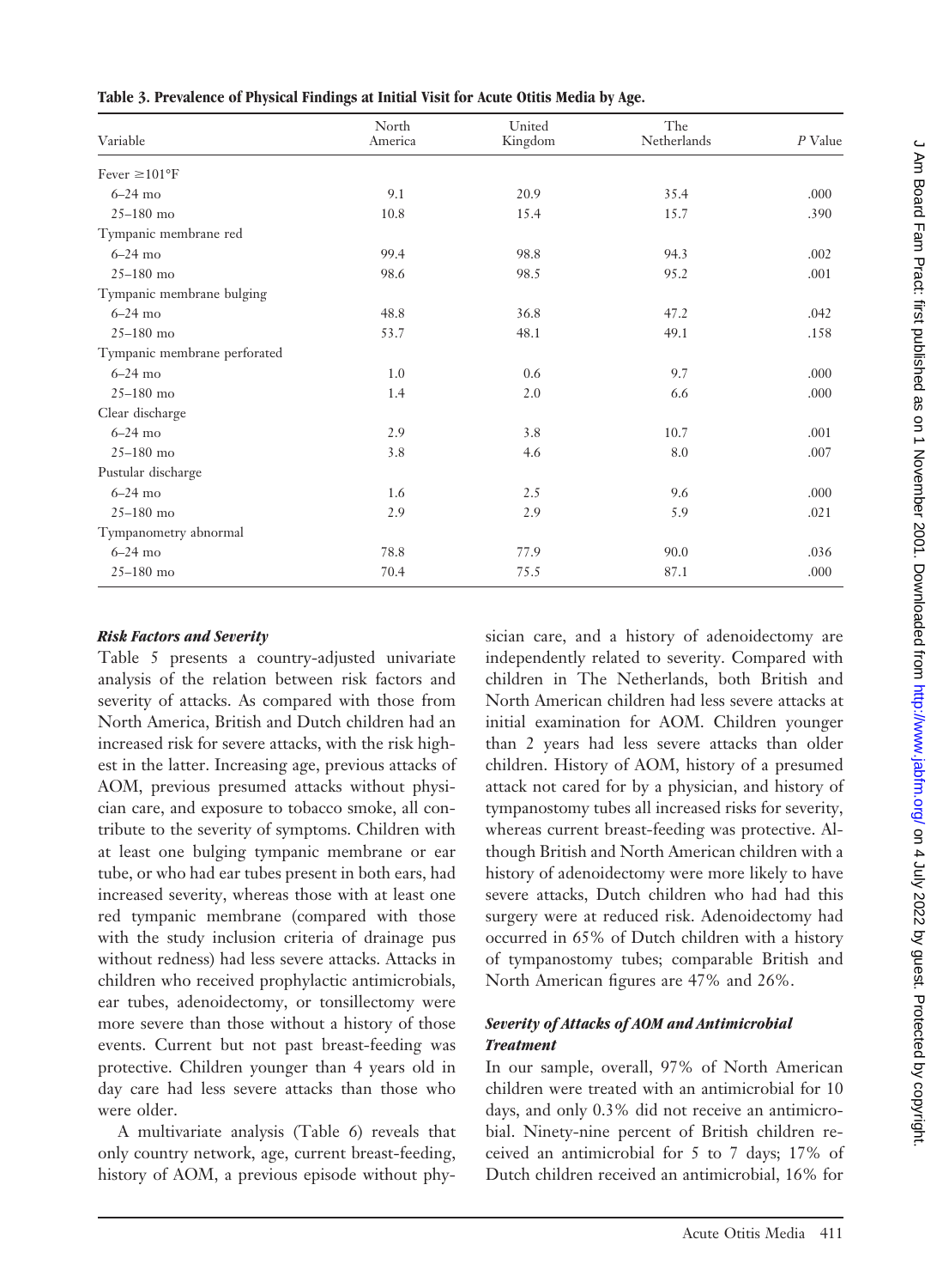**Table 3. Prevalence of Physical Findings at Initial Visit for Acute Otitis Media by Age.**

| Variable | North America | United Kingdom | The Netherlands | *P* Value |
|---|---|---|---|---|
| Fever ≥101°F | | | | |
| 6–24 mo | 9.1 | 20.9 | 35.4 | .000 |
| 25–180 mo | 10.8 | 15.4 | 15.7 | .390 |
| Tympanic membrane red | | | | |
| 6–24 mo | 99.4 | 98.8 | 94.3 | .002 |
| 25–180 mo | 98.6 | 98.5 | 95.2 | .001 |
| Tympanic membrane bulging | | | | |
| 6–24 mo | 48.8 | 36.8 | 47.2 | .042 |
| 25–180 mo | 53.7 | 48.1 | 49.1 | .158 |
| Tympanic membrane perforated | | | | |
| 6–24 mo | 1.0 | 0.6 | 9.7 | .000 |
| 25–180 mo | 1.4 | 2.0 | 6.6 | .000 |
| Clear discharge | | | | |
| 6–24 mo | 2.9 | 3.8 | 10.7 | .001 |
| 25–180 mo | 3.8 | 4.6 | 8.0 | .007 |
| Pustular discharge | | | | |
| 6–24 mo | 1.6 | 2.5 | 9.6 | .000 |
| 25–180 mo | 2.9 | 2.9 | 5.9 | .021 |
| Tympanometry abnormal | | | | |
| 6–24 mo | 78.8 | 77.9 | 90.0 | .036 |
| 25–180 mo | 70.4 | 75.5 | 87.1 | .000 |

### *Risk Factors and Severity*

Table 5 presents a country-adjusted univariate analysis of the relation between risk factors and severity of attacks. As compared with those from North America, British and Dutch children had an increased risk for severe attacks, with the risk highest in the latter. Increasing age, previous attacks of AOM, previous presumed attacks without physician care, and exposure to tobacco smoke, all contribute to the severity of symptoms. Children with at least one bulging tympanic membrane or ear tube, or who had ear tubes present in both ears, had increased severity, whereas those with at least one red tympanic membrane (compared with those with the study inclusion criteria of drainage pus without redness) had less severe attacks. Attacks in children who received prophylactic antimicrobials, ear tubes, adenoidectomy, or tonsillectomy were more severe than those without a history of those events. Current but not past breast-feeding was protective. Children younger than 4 years old in day care had less severe attacks than those who were older.

A multivariate analysis (Table 6) reveals that only country network, age, current breast-feeding, history of AOM, a previous episode without physician care, and a history of adenoidectomy are independently related to severity. Compared with children in The Netherlands, both British and North American children had less severe attacks at initial examination for AOM. Children younger than 2 years had less severe attacks than older children. History of AOM, history of a presumed attack not cared for by a physician, and history of tympanostomy tubes all increased risks for severity, whereas current breast-feeding was protective. Although British and North American children with a history of adenoidectomy were more likely to have severe attacks, Dutch children who had had this surgery were at reduced risk. Adenoidectomy had occurred in 65% of Dutch children with a history of tympanostomy tubes; comparable British and North American figures are 47% and 26%.

### *Severity of Attacks of AOM and Antimicrobial Treatment*

In our sample, overall, 97% of North American children were treated with an antimicrobial for 10 days, and only 0.3% did not receive an antimicrobial. Ninety-nine percent of British children received an antimicrobial for 5 to 7 days; 17% of Dutch children received an antimicrobial, 16% for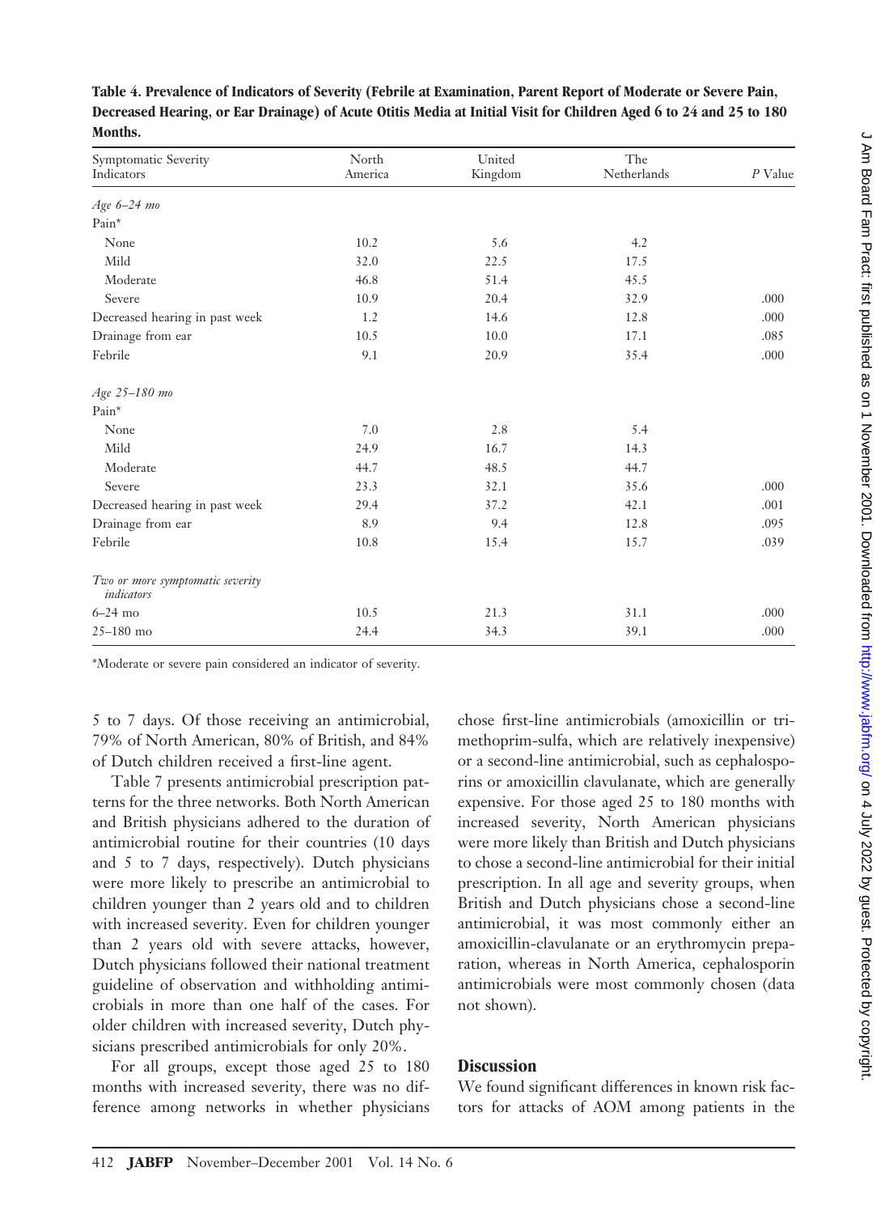**Table 4. Prevalence of Indicators of Severity (Febrile at Examination, Parent Report of Moderate or Severe Pain, Decreased Hearing, or Ear Drainage) of Acute Otitis Media at Initial Visit for Children Aged 6 to 24 and 25 to 180 Months.**

| Symptomatic Severity Indicators | North America | United Kingdom | The Netherlands | *P* Value |
|---|---|---|---|---|
| *Age 6–24 mo* | | | | |
| Pain* | | | | |
| None | 10.2 | 5.6 | 4.2 | |
| Mild | 32.0 | 22.5 | 17.5 | |
| Moderate | 46.8 | 51.4 | 45.5 | |
| Severe | 10.9 | 20.4 | 32.9 | .000 |
| Decreased hearing in past week | 1.2 | 14.6 | 12.8 | .000 |
| Drainage from ear | 10.5 | 10.0 | 17.1 | .085 |
| Febrile | 9.1 | 20.9 | 35.4 | .000 |
| *Age 25–180 mo* | | | | |
| Pain* | | | | |
| None | 7.0 | 2.8 | 5.4 | |
| Mild | 24.9 | 16.7 | 14.3 | |
| Moderate | 44.7 | 48.5 | 44.7 | |
| Severe | 23.3 | 32.1 | 35.6 | .000 |
| Decreased hearing in past week | 29.4 | 37.2 | 42.1 | .001 |
| Drainage from ear | 8.9 | 9.4 | 12.8 | .095 |
| Febrile | 10.8 | 15.4 | 15.7 | .039 |
| *Two or more symptomatic severity indicators* | | | | |
| 6–24 mo | 10.5 | 21.3 | 31.1 | .000 |
| 25–180 mo | 24.4 | 34.3 | 39.1 | .000 |

*Moderate or severe pain considered an indicator of severity.

5 to 7 days. Of those receiving an antimicrobial, 79% of North American, 80% of British, and 84% of Dutch children received a first-line agent.

Table 7 presents antimicrobial prescription patterns for the three networks. Both North American and British physicians adhered to the duration of antimicrobial routine for their countries (10 days and 5 to 7 days, respectively). Dutch physicians were more likely to prescribe an antimicrobial to children younger than 2 years old and to children with increased severity. Even for children younger than 2 years old with severe attacks, however, Dutch physicians followed their national treatment guideline of observation and withholding antimicrobials in more than one half of the cases. For older children with increased severity, Dutch physicians prescribed antimicrobials for only 20%.

For all groups, except those aged 25 to 180 months with increased severity, there was no difference among networks in whether physicians chose first-line antimicrobials (amoxicillin or trimethoprim-sulfa, which are relatively inexpensive) or a second-line antimicrobial, such as cephalosporins or amoxicillin clavulanate, which are generally expensive. For those aged 25 to 180 months with increased severity, North American physicians were more likely than British and Dutch physicians to chose a second-line antimicrobial for their initial prescription. In all age and severity groups, when British and Dutch physicians chose a second-line antimicrobial, it was most commonly either an amoxicillin-clavulanate or an erythromycin preparation, whereas in North America, cephalosporin antimicrobials were most commonly chosen (data not shown).

## Discussion

We found significant differences in known risk factors for attacks of AOM among patients in the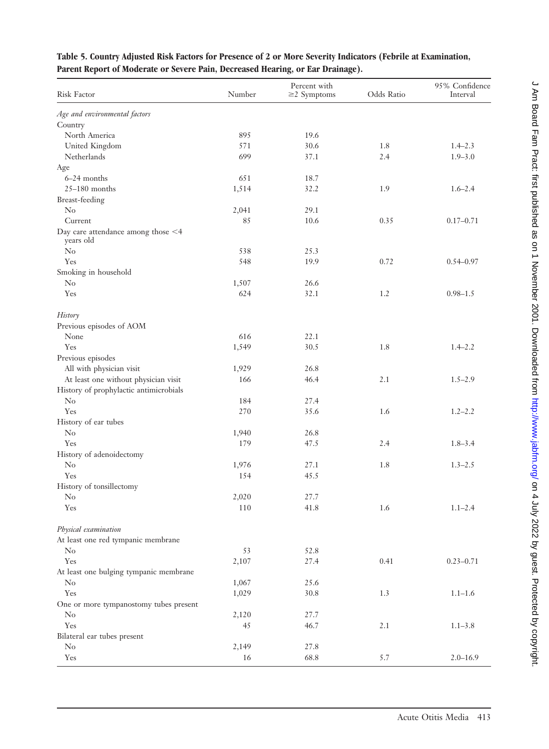**Table 5. Country Adjusted Risk Factors for Presence of 2 or More Severity Indicators (Febrile at Examination, Parent Report of Moderate or Severe Pain, Decreased Hearing, or Ear Drainage).**

| Risk Factor | Number | Percent with ≥2 Symptoms | Odds Ratio | 95% Confidence Interval |
|---|---|---|---|---|
| *Age and environmental factors* | | | | |
| Country | | | | |
| North America | 895 | 19.6 | | |
| United Kingdom | 571 | 30.6 | 1.8 | 1.4–2.3 |
| Netherlands | 699 | 37.1 | 2.4 | 1.9–3.0 |
| Age | | | | |
| 6–24 months | 651 | 18.7 | | |
| 25–180 months | 1,514 | 32.2 | 1.9 | 1.6–2.4 |
| Breast-feeding | | | | |
| No | 2,041 | 29.1 | | |
| Current | 85 | 10.6 | 0.35 | 0.17–0.71 |
| Day care attendance among those <4 years old | | | | |
| No | 538 | 25.3 | | |
| Yes | 548 | 19.9 | 0.72 | 0.54–0.97 |
| Smoking in household | | | | |
| No | 1,507 | 26.6 | | |
| Yes | 624 | 32.1 | 1.2 | 0.98–1.5 |
| *History* | | | | |
| Previous episodes of AOM | | | | |
| None | 616 | 22.1 | | |
| Yes | 1,549 | 30.5 | 1.8 | 1.4–2.2 |
| Previous episodes | | | | |
| All with physician visit | 1,929 | 26.8 | | |
| At least one without physician visit | 166 | 46.4 | 2.1 | 1.5–2.9 |
| History of prophylactic antimicrobials | | | | |
| No | 184 | 27.4 | | |
| Yes | 270 | 35.6 | 1.6 | 1.2–2.2 |
| History of ear tubes | | | | |
| No | 1,940 | 26.8 | | |
| Yes | 179 | 47.5 | 2.4 | 1.8–3.4 |
| History of adenoidectomy | | | | |
| No | 1,976 | 27.1 | 1.8 | 1.3–2.5 |
| Yes | 154 | 45.5 | | |
| History of tonsillectomy | | | | |
| No | 2,020 | 27.7 | | |
| Yes | 110 | 41.8 | 1.6 | 1.1–2.4 |
| *Physical examination* | | | | |
| At least one red tympanic membrane | | | | |
| No | 53 | 52.8 | | |
| Yes | 2,107 | 27.4 | 0.41 | 0.23–0.71 |
| At least one bulging tympanic membrane | | | | |
| No | 1,067 | 25.6 | | |
| Yes | 1,029 | 30.8 | 1.3 | 1.1–1.6 |
| One or more tympanostomy tubes present | | | | |
| No | 2,120 | 27.7 | | |
| Yes | 45 | 46.7 | 2.1 | 1.1–3.8 |
| Bilateral ear tubes present | | | | |
| No | 2,149 | 27.8 | | |
| Yes | 16 | 68.8 | 5.7 | 2.0–16.9 |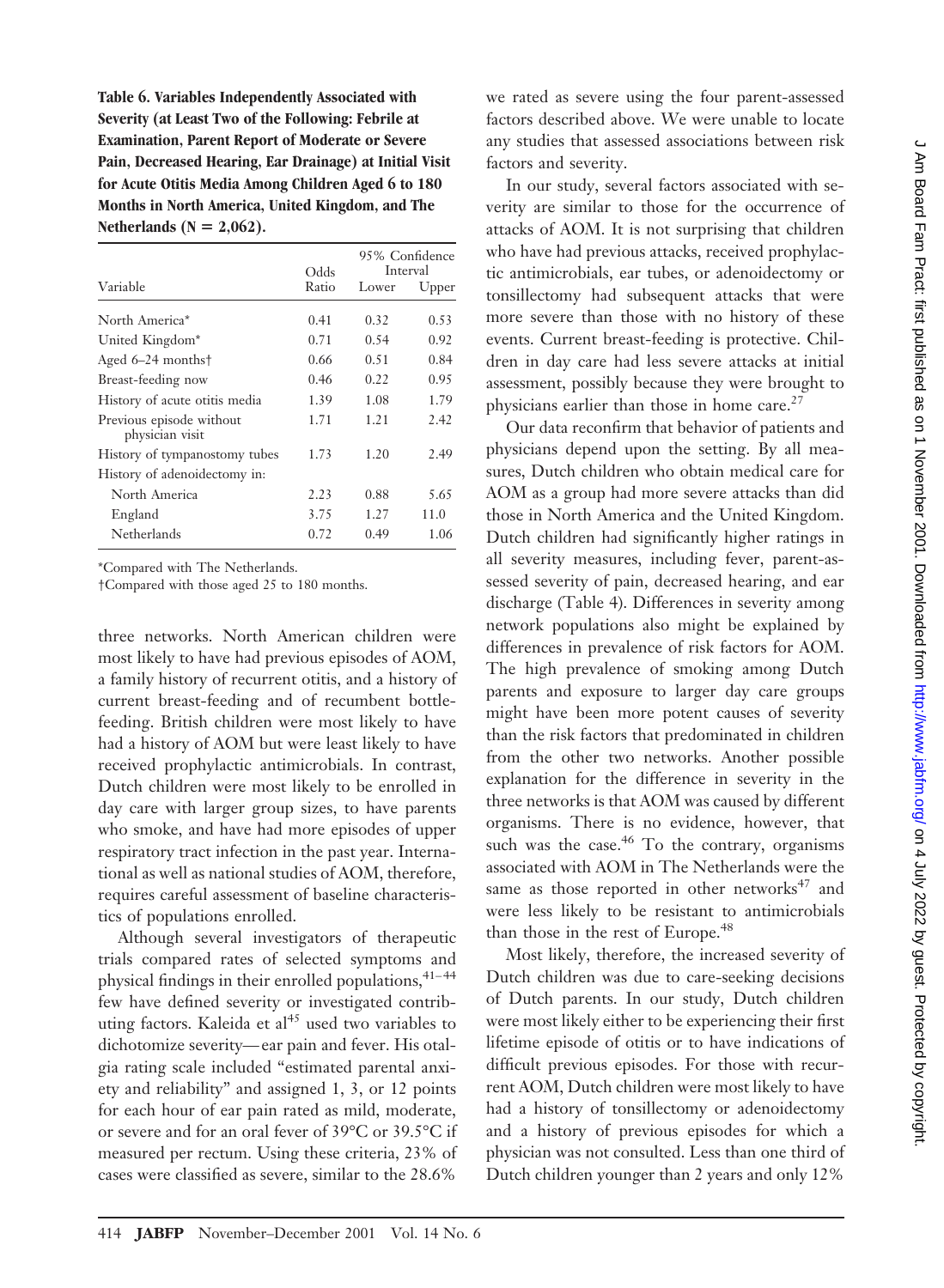**Table 6. Variables Independently Associated with Severity (at Least Two of the Following: Febrile at Examination, Parent Report of Moderate or Severe Pain, Decreased Hearing, Ear Drainage) at Initial Visit for Acute Otitis Media Among Children Aged 6 to 180 Months in North America, United Kingdom, and The Netherlands (N = 2,062).**

| Variable | Odds Ratio | 95% Confidence Interval | |
|---|---|---|---|
| | | Lower | Upper |
| North America* | 0.41 | 0.32 | 0.53 |
| United Kingdom* | 0.71 | 0.54 | 0.92 |
| Aged 6–24 months† | 0.66 | 0.51 | 0.84 |
| Breast-feeding now | 0.46 | 0.22 | 0.95 |
| History of acute otitis media | 1.39 | 1.08 | 1.79 |
| Previous episode without physician visit | 1.71 | 1.21 | 2.42 |
| History of tympanostomy tubes | 1.73 | 1.20 | 2.49 |
| History of adenoidectomy in: | | | |
| North America | 2.23 | 0.88 | 5.65 |
| England | 3.75 | 1.27 | 11.0 |
| Netherlands | 0.72 | 0.49 | 1.06 |

*Compared with The Netherlands.
†Compared with those aged 25 to 180 months.

three networks. North American children were most likely to have had previous episodes of AOM, a family history of recurrent otitis, and a history of current breast-feeding and of recumbent bottle-feeding. British children were most likely to have had a history of AOM but were least likely to have received prophylactic antimicrobials. In contrast, Dutch children were most likely to be enrolled in day care with larger group sizes, to have parents who smoke, and have had more episodes of upper respiratory tract infection in the past year. International as well as national studies of AOM, therefore, requires careful assessment of baseline characteristics of populations enrolled.

Although several investigators of therapeutic trials compared rates of selected symptoms and physical findings in their enrolled populations,[41–44] few have defined severity or investigated contributing factors. Kaleida et al[45] used two variables to dichotomize severity—ear pain and fever. His otalgia rating scale included "estimated parental anxiety and reliability" and assigned 1, 3, or 12 points for each hour of ear pain rated as mild, moderate, or severe and for an oral fever of 39°C or 39.5°C if measured per rectum. Using these criteria, 23% of cases were classified as severe, similar to the 28.6% we rated as severe using the four parent-assessed factors described above. We were unable to locate any studies that assessed associations between risk factors and severity.

In our study, several factors associated with severity are similar to those for the occurrence of attacks of AOM. It is not surprising that children who have had previous attacks, received prophylactic antimicrobials, ear tubes, or adenoidectomy or tonsillectomy had subsequent attacks that were more severe than those with no history of these events. Current breast-feeding is protective. Children in day care had less severe attacks at initial assessment, possibly because they were brought to physicians earlier than those in home care.[27]

Our data reconfirm that behavior of patients and physicians depend upon the setting. By all measures, Dutch children who obtain medical care for AOM as a group had more severe attacks than did those in North America and the United Kingdom. Dutch children had significantly higher ratings in all severity measures, including fever, parent-assessed severity of pain, decreased hearing, and ear discharge (Table 4). Differences in severity among network populations also might be explained by differences in prevalence of risk factors for AOM. The high prevalence of smoking among Dutch parents and exposure to larger day care groups might have been more potent causes of severity than the risk factors that predominated in children from the other two networks. Another possible explanation for the difference in severity in the three networks is that AOM was caused by different organisms. There is no evidence, however, that such was the case.[46] To the contrary, organisms associated with AOM in The Netherlands were the same as those reported in other networks[47] and were less likely to be resistant to antimicrobials than those in the rest of Europe.[48]

Most likely, therefore, the increased severity of Dutch children was due to care-seeking decisions of Dutch parents. In our study, Dutch children were most likely either to be experiencing their first lifetime episode of otitis or to have indications of difficult previous episodes. For those with recurrent AOM, Dutch children were most likely to have had a history of tonsillectomy or adenoidectomy and a history of previous episodes for which a physician was not consulted. Less than one third of Dutch children younger than 2 years and only 12%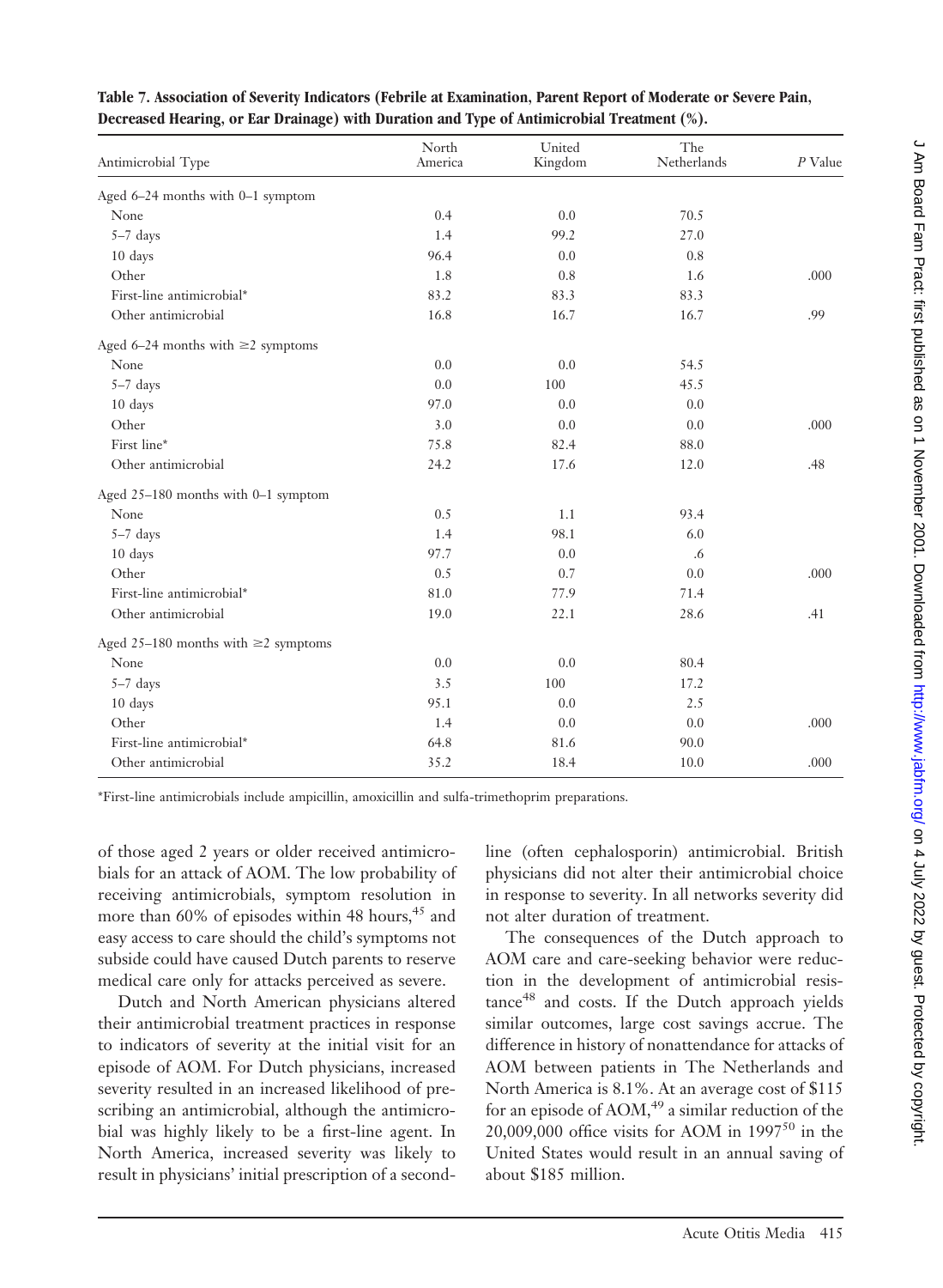**Table 7. Association of Severity Indicators (Febrile at Examination, Parent Report of Moderate or Severe Pain, Decreased Hearing, or Ear Drainage) with Duration and Type of Antimicrobial Treatment (%).**

| Antimicrobial Type | North America | United Kingdom | The Netherlands | P Value |
|---|---|---|---|---|
| Aged 6–24 months with 0–1 symptom | | | | |
| None | 0.4 | 0.0 | 70.5 | |
| 5–7 days | 1.4 | 99.2 | 27.0 | |
| 10 days | 96.4 | 0.0 | 0.8 | |
| Other | 1.8 | 0.8 | 1.6 | .000 |
| First-line antimicrobial* | 83.2 | 83.3 | 83.3 | |
| Other antimicrobial | 16.8 | 16.7 | 16.7 | .99 |
| Aged 6–24 months with ≥2 symptoms | | | | |
| None | 0.0 | 0.0 | 54.5 | |
| 5–7 days | 0.0 | 100 | 45.5 | |
| 10 days | 97.0 | 0.0 | 0.0 | |
| Other | 3.0 | 0.0 | 0.0 | .000 |
| First line* | 75.8 | 82.4 | 88.0 | |
| Other antimicrobial | 24.2 | 17.6 | 12.0 | .48 |
| Aged 25–180 months with 0–1 symptom | | | | |
| None | 0.5 | 1.1 | 93.4 | |
| 5–7 days | 1.4 | 98.1 | 6.0 | |
| 10 days | 97.7 | 0.0 | .6 | |
| Other | 0.5 | 0.7 | 0.0 | .000 |
| First-line antimicrobial* | 81.0 | 77.9 | 71.4 | |
| Other antimicrobial | 19.0 | 22.1 | 28.6 | .41 |
| Aged 25–180 months with ≥2 symptoms | | | | |
| None | 0.0 | 0.0 | 80.4 | |
| 5–7 days | 3.5 | 100 | 17.2 | |
| 10 days | 95.1 | 0.0 | 2.5 | |
| Other | 1.4 | 0.0 | 0.0 | .000 |
| First-line antimicrobial* | 64.8 | 81.6 | 90.0 | |
| Other antimicrobial | 35.2 | 18.4 | 10.0 | .000 |

*First-line antimicrobials include ampicillin, amoxicillin and sulfa-trimethoprim preparations.

of those aged 2 years or older received antimicrobials for an attack of AOM. The low probability of receiving antimicrobials, symptom resolution in more than 60% of episodes within 48 hours,[45] and easy access to care should the child's symptoms not subside could have caused Dutch parents to reserve medical care only for attacks perceived as severe.

Dutch and North American physicians altered their antimicrobial treatment practices in response to indicators of severity at the initial visit for an episode of AOM. For Dutch physicians, increased severity resulted in an increased likelihood of prescribing an antimicrobial, although the antimicrobial was highly likely to be a first-line agent. In North America, increased severity was likely to result in physicians' initial prescription of a second-line (often cephalosporin) antimicrobial. British physicians did not alter their antimicrobial choice in response to severity. In all networks severity did not alter duration of treatment.

The consequences of the Dutch approach to AOM care and care-seeking behavior were reduction in the development of antimicrobial resistance[48] and costs. If the Dutch approach yields similar outcomes, large cost savings accrue. The difference in history of nonattendance for attacks of AOM between patients in The Netherlands and North America is 8.1%. At an average cost of $115 for an episode of AOM,[49] a similar reduction of the 20,009,000 office visits for AOM in 1997[50] in the United States would result in an annual saving of about $185 million.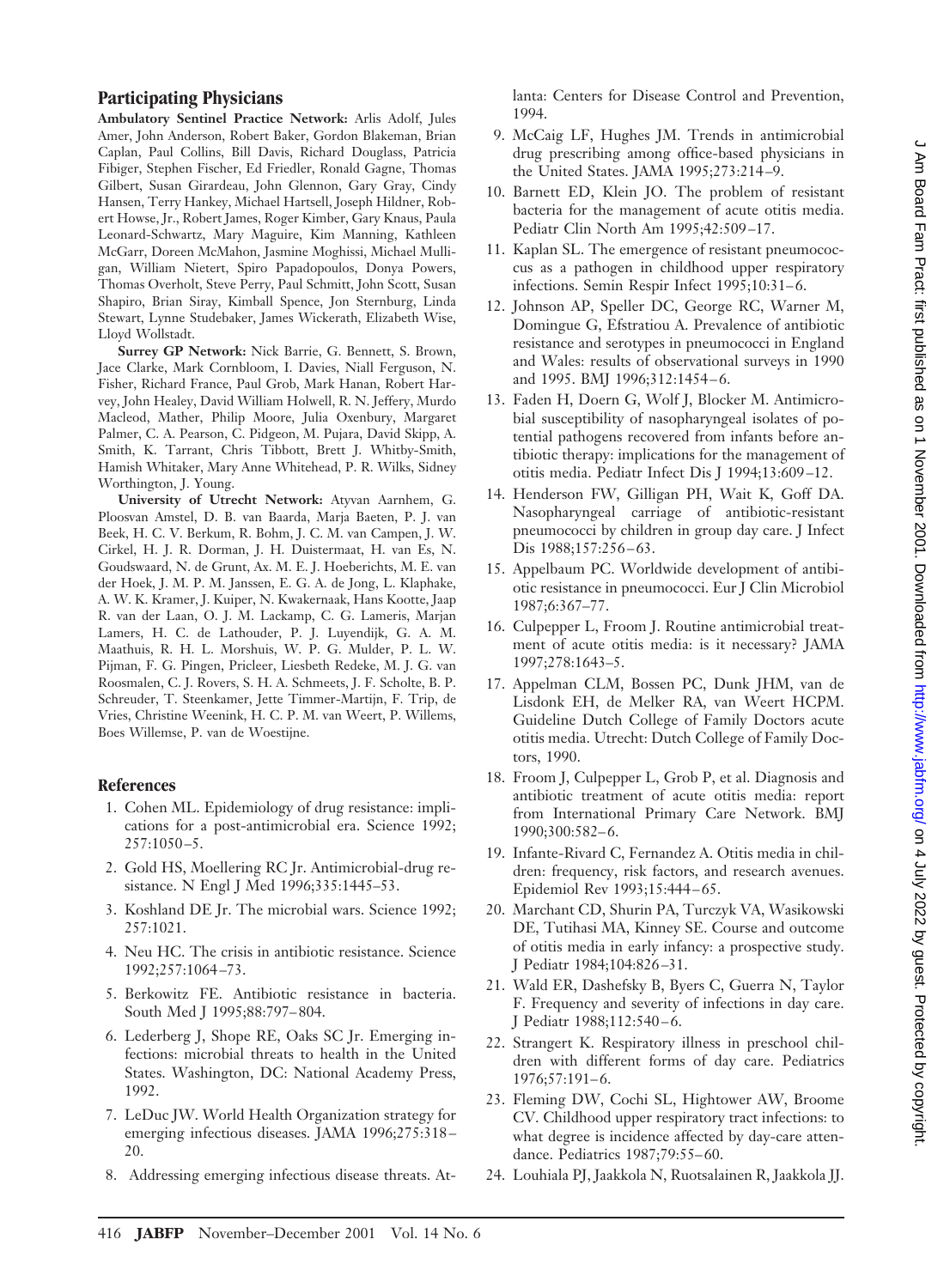## Participating Physicians

**Ambulatory Sentinel Practice Network:** Arlis Adolf, Jules Amer, John Anderson, Robert Baker, Gordon Blakeman, Brian Caplan, Paul Collins, Bill Davis, Richard Douglass, Patricia Fibiger, Stephen Fischer, Ed Friedler, Ronald Gagne, Thomas Gilbert, Susan Girardeau, John Glennon, Gary Gray, Cindy Hansen, Terry Hankey, Michael Hartsell, Joseph Hildner, Robert Howse, Jr., Robert James, Roger Kimber, Gary Knaus, Paula Leonard-Schwartz, Mary Maguire, Kim Manning, Kathleen McGarr, Doreen McMahon, Jasmine Moghissi, Michael Mulligan, William Nietert, Spiro Papadopoulos, Donya Powers, Thomas Overholt, Steve Perry, Paul Schmitt, John Scott, Susan Shapiro, Brian Siray, Kimball Spence, Jon Sternburg, Linda Stewart, Lynne Studebaker, James Wickerath, Elizabeth Wise, Lloyd Wollstadt.

**Surrey GP Network:** Nick Barrie, G. Bennett, S. Brown, Jace Clarke, Mark Cornbloom, I. Davies, Niall Ferguson, N. Fisher, Richard France, Paul Grob, Mark Hanan, Robert Harvey, John Healey, David William Holwell, R. N. Jeffery, Murdo Macleod, Mather, Philip Moore, Julia Oxenbury, Margaret Palmer, C. A. Pearson, C. Pidgeon, M. Pujara, David Skipp, A. Smith, K. Tarrant, Chris Tibbott, Brett J. Whitby-Smith, Hamish Whitaker, Mary Anne Whitehead, P. R. Wilks, Sidney Worthington, J. Young.

**University of Utrecht Network:** Atyvan Aarnhem, G. Ploosvan Amstel, D. B. van Baarda, Marja Baeten, P. J. van Beek, H. C. V. Berkum, R. Bohm, J. C. M. van Campen, J. W. Cirkel, H. J. R. Dorman, J. H. Duistermaat, H. van Es, N. Goudswaard, N. de Grunt, Ax. M. E. J. Hoeberichts, M. E. van der Hoek, J. M. P. M. Janssen, E. G. A. de Jong, L. Klaphake, A. W. K. Kramer, J. Kuiper, N. Kwakernaak, Hans Kootte, Jaap R. van der Laan, O. J. M. Lackamp, C. G. Lameris, Marjan Lamers, H. C. de Lathouder, P. J. Luyendijk, G. A. M. Maathuis, R. H. L. Morshuis, W. P. G. Mulder, P. L. W. Pijman, F. G. Pingen, Pricleer, Liesbeth Redeke, M. J. G. van Roosmalen, C. J. Rovers, S. H. A. Schmeets, J. F. Scholte, B. P. Schreuder, T. Steenkamer, Jette Timmer-Martijn, F. Trip, de Vries, Christine Weenink, H. C. P. M. van Weert, P. Willems, Boes Willemse, P. van de Woestijne.

## References

1. Cohen ML. Epidemiology of drug resistance: implications for a post-antimicrobial era. Science 1992; 257:1050–5.
2. Gold HS, Moellering RC Jr. Antimicrobial-drug resistance. N Engl J Med 1996;335:1445–53.
3. Koshland DE Jr. The microbial wars. Science 1992; 257:1021.
4. Neu HC. The crisis in antibiotic resistance. Science 1992;257:1064–73.
5. Berkowitz FE. Antibiotic resistance in bacteria. South Med J 1995;88:797–804.
6. Lederberg J, Shope RE, Oaks SC Jr. Emerging infections: microbial threats to health in the United States. Washington, DC: National Academy Press, 1992.
7. LeDuc JW. World Health Organization strategy for emerging infectious diseases. JAMA 1996;275:318–20.
8. Addressing emerging infectious disease threats. Atlanta: Centers for Disease Control and Prevention, 1994.
9. McCaig LF, Hughes JM. Trends in antimicrobial drug prescribing among office-based physicians in the United States. JAMA 1995;273:214–9.
10. Barnett ED, Klein JO. The problem of resistant bacteria for the management of acute otitis media. Pediatr Clin North Am 1995;42:509–17.
11. Kaplan SL. The emergence of resistant pneumococcus as a pathogen in childhood upper respiratory infections. Semin Respir Infect 1995;10:31–6.
12. Johnson AP, Speller DC, George RC, Warner M, Domingue G, Efstratiou A. Prevalence of antibiotic resistance and serotypes in pneumococci in England and Wales: results of observational surveys in 1990 and 1995. BMJ 1996;312:1454–6.
13. Faden H, Doern G, Wolf J, Blocker M. Antimicrobial susceptibility of nasopharyngeal isolates of potential pathogens recovered from infants before antibiotic therapy: implications for the management of otitis media. Pediatr Infect Dis J 1994;13:609–12.
14. Henderson FW, Gilligan PH, Wait K, Goff DA. Nasopharyngeal carriage of antibiotic-resistant pneumococci by children in group day care. J Infect Dis 1988;157:256–63.
15. Appelbaum PC. Worldwide development of antibiotic resistance in pneumococci. Eur J Clin Microbiol 1987;6:367–77.
16. Culpepper L, Froom J. Routine antimicrobial treatment of acute otitis media: is it necessary? JAMA 1997;278:1643–5.
17. Appelman CLM, Bossen PC, Dunk JHM, van de Lisdonk EH, de Melker RA, van Weert HCPM. Guideline Dutch College of Family Doctors acute otitis media. Utrecht: Dutch College of Family Doctors, 1990.
18. Froom J, Culpepper L, Grob P, et al. Diagnosis and antibiotic treatment of acute otitis media: report from International Primary Care Network. BMJ 1990;300:582–6.
19. Infante-Rivard C, Fernandez A. Otitis media in children: frequency, risk factors, and research avenues. Epidemiol Rev 1993;15:444–65.
20. Marchant CD, Shurin PA, Turczyk VA, Wasikowski DE, Tutihasi MA, Kinney SE. Course and outcome of otitis media in early infancy: a prospective study. J Pediatr 1984;104:826–31.
21. Wald ER, Dashefsky B, Byers C, Guerra N, Taylor F. Frequency and severity of infections in day care. J Pediatr 1988;112:540–6.
22. Strangert K. Respiratory illness in preschool children with different forms of day care. Pediatrics 1976;57:191–6.
23. Fleming DW, Cochi SL, Hightower AW, Broome CV. Childhood upper respiratory tract infections: to what degree is incidence affected by day-care attendance. Pediatrics 1987;79:55–60.
24. Louhiala PJ, Jaakkola N, Ruotsalainen R, Jaakkola JJ.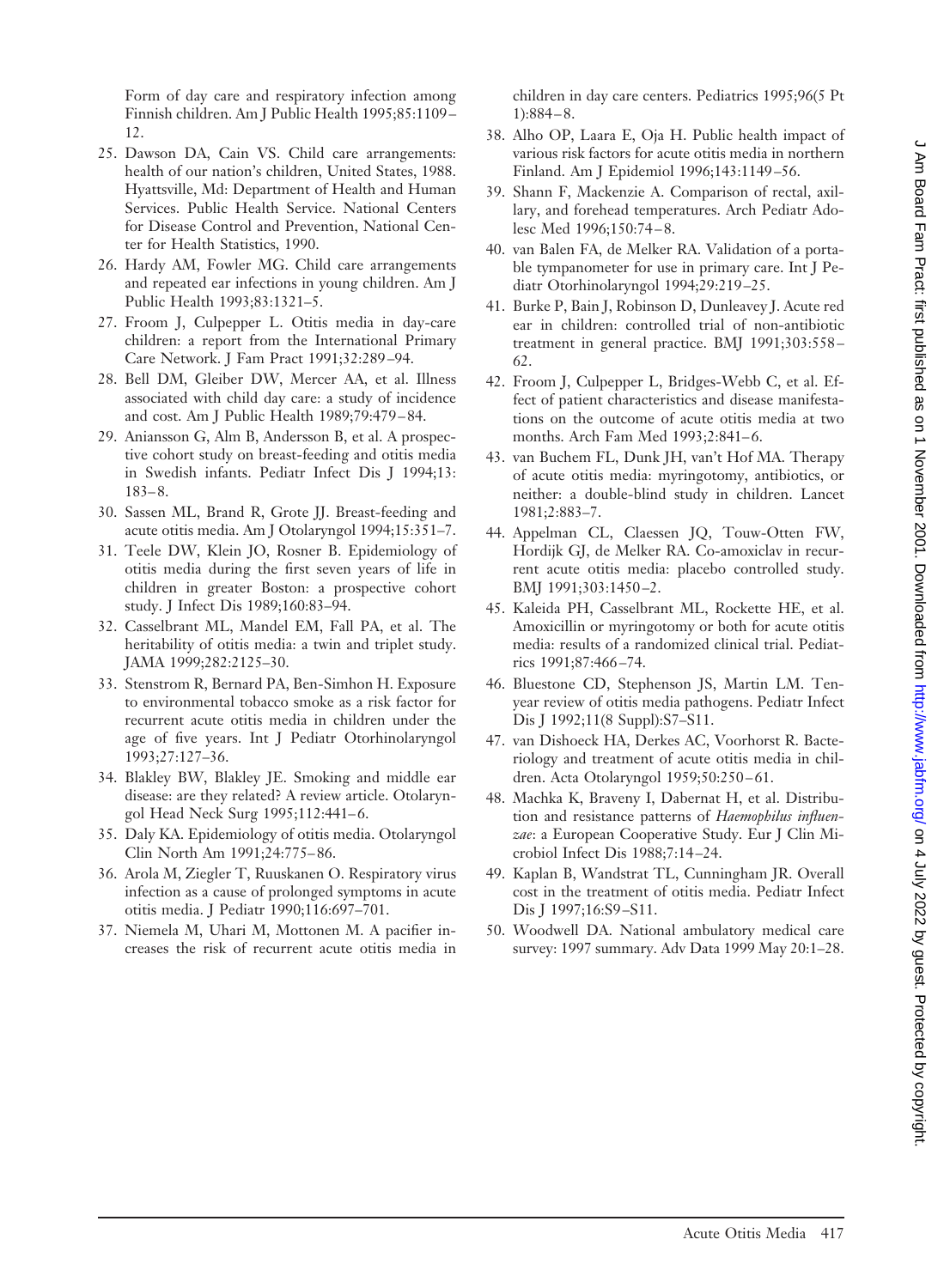Form of day care and respiratory infection among Finnish children. Am J Public Health 1995;85:1109–12.

25. Dawson DA, Cain VS. Child care arrangements: health of our nation's children, United States, 1988. Hyattsville, Md: Department of Health and Human Services. Public Health Service. National Centers for Disease Control and Prevention, National Center for Health Statistics, 1990.
26. Hardy AM, Fowler MG. Child care arrangements and repeated ear infections in young children. Am J Public Health 1993;83:1321–5.
27. Froom J, Culpepper L. Otitis media in day-care children: a report from the International Primary Care Network. J Fam Pract 1991;32:289–94.
28. Bell DM, Gleiber DW, Mercer AA, et al. Illness associated with child day care: a study of incidence and cost. Am J Public Health 1989;79:479–84.
29. Aniansson G, Alm B, Andersson B, et al. A prospective cohort study on breast-feeding and otitis media in Swedish infants. Pediatr Infect Dis J 1994;13: 183–8.
30. Sassen ML, Brand R, Grote JJ. Breast-feeding and acute otitis media. Am J Otolaryngol 1994;15:351–7.
31. Teele DW, Klein JO, Rosner B. Epidemiology of otitis media during the first seven years of life in children in greater Boston: a prospective cohort study. J Infect Dis 1989;160:83–94.
32. Casselbrant ML, Mandel EM, Fall PA, et al. The heritability of otitis media: a twin and triplet study. JAMA 1999;282:2125–30.
33. Stenstrom R, Bernard PA, Ben-Simhon H. Exposure to environmental tobacco smoke as a risk factor for recurrent acute otitis media in children under the age of five years. Int J Pediatr Otorhinolaryngol 1993;27:127–36.
34. Blakley BW, Blakley JE. Smoking and middle ear disease: are they related? A review article. Otolaryngol Head Neck Surg 1995;112:441–6.
35. Daly KA. Epidemiology of otitis media. Otolaryngol Clin North Am 1991;24:775–86.
36. Arola M, Ziegler T, Ruuskanen O. Respiratory virus infection as a cause of prolonged symptoms in acute otitis media. J Pediatr 1990;116:697–701.
37. Niemela M, Uhari M, Mottonen M. A pacifier increases the risk of recurrent acute otitis media in children in day care centers. Pediatrics 1995;96(5 Pt 1):884–8.
38. Alho OP, Laara E, Oja H. Public health impact of various risk factors for acute otitis media in northern Finland. Am J Epidemiol 1996;143:1149–56.
39. Shann F, Mackenzie A. Comparison of rectal, axillary, and forehead temperatures. Arch Pediatr Adolesc Med 1996;150:74–8.
40. van Balen FA, de Melker RA. Validation of a portable tympanometer for use in primary care. Int J Pediatr Otorhinolaryngol 1994;29:219–25.
41. Burke P, Bain J, Robinson D, Dunleavey J. Acute red ear in children: controlled trial of non-antibiotic treatment in general practice. BMJ 1991;303:558–62.
42. Froom J, Culpepper L, Bridges-Webb C, et al. Effect of patient characteristics and disease manifestations on the outcome of acute otitis media at two months. Arch Fam Med 1993;2:841–6.
43. van Buchem FL, Dunk JH, van't Hof MA. Therapy of acute otitis media: myringotomy, antibiotics, or neither: a double-blind study in children. Lancet 1981;2:883–7.
44. Appelman CL, Claessen JQ, Touw-Otten FW, Hordijk GJ, de Melker RA. Co-amoxiclav in recurrent acute otitis media: placebo controlled study. BMJ 1991;303:1450–2.
45. Kaleida PH, Casselbrant ML, Rockette HE, et al. Amoxicillin or myringotomy or both for acute otitis media: results of a randomized clinical trial. Pediatrics 1991;87:466–74.
46. Bluestone CD, Stephenson JS, Martin LM. Ten-year review of otitis media pathogens. Pediatr Infect Dis J 1992;11(8 Suppl):S7–S11.
47. van Dishoeck HA, Derkes AC, Voorhorst R. Bacteriology and treatment of acute otitis media in children. Acta Otolaryngol 1959;50:250–61.
48. Machka K, Braveny I, Dabernat H, et al. Distribution and resistance patterns of *Haemophilus influenzae*: a European Cooperative Study. Eur J Clin Microbiol Infect Dis 1988;7:14–24.
49. Kaplan B, Wandstrat TL, Cunningham JR. Overall cost in the treatment of otitis media. Pediatr Infect Dis J 1997;16:S9–S11.
50. Woodwell DA. National ambulatory medical care survey: 1997 summary. Adv Data 1999 May 20:1–28.